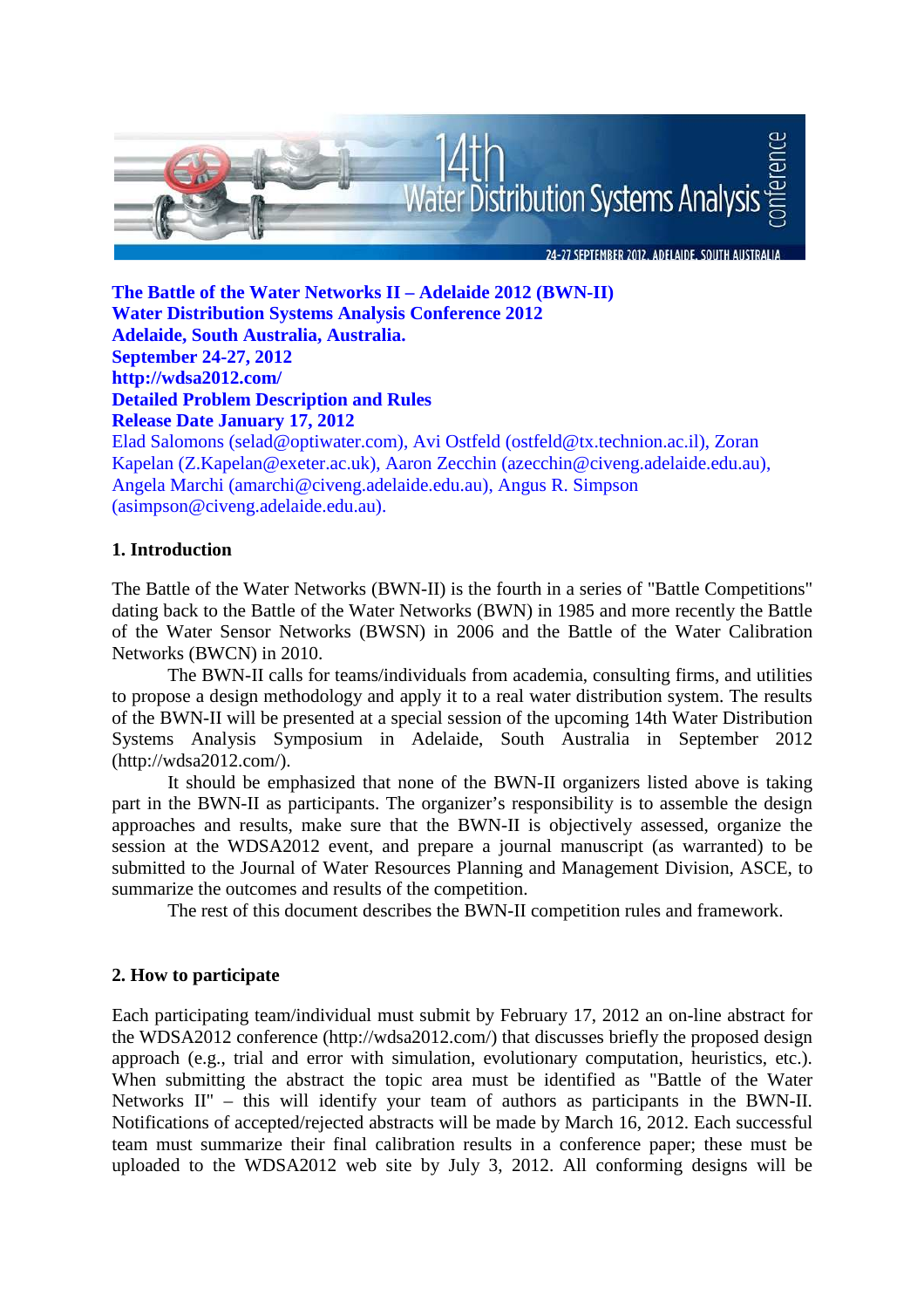**The Battle of the Water Networks II – Adelaide 2012 (BWN-II)**
**Water Distribution Systems Analysis Conference 2012**
**Adelaide, South Australia, Australia.**
**September 24-27, 2012**
**http://wdsa2012.com/**
**Detailed Problem Description and Rules**
**Release Date January 17, 2012**

Elad Salomons (selad@optiwater.com), Avi Ostfeld (ostfeld@tx.technion.ac.il), Zoran Kapelan (Z.Kapelan@exeter.ac.uk), Aaron Zecchin (azecchin@civeng.adelaide.edu.au), Angela Marchi (amarchi@civeng.adelaide.edu.au), Angus R. Simpson (asimpson@civeng.adelaide.edu.au).

## 1. Introduction

The Battle of the Water Networks (BWN-II) is the fourth in a series of "Battle Competitions" dating back to the Battle of the Water Networks (BWN) in 1985 and more recently the Battle of the Water Sensor Networks (BWSN) in 2006 and the Battle of the Water Calibration Networks (BWCN) in 2010.

The BWN-II calls for teams/individuals from academia, consulting firms, and utilities to propose a design methodology and apply it to a real water distribution system. The results of the BWN-II will be presented at a special session of the upcoming 14th Water Distribution Systems Analysis Symposium in Adelaide, South Australia in September 2012 (http://wdsa2012.com/).

It should be emphasized that none of the BWN-II organizers listed above is taking part in the BWN-II as participants. The organizer's responsibility is to assemble the design approaches and results, make sure that the BWN-II is objectively assessed, organize the session at the WDSA2012 event, and prepare a journal manuscript (as warranted) to be submitted to the Journal of Water Resources Planning and Management Division, ASCE, to summarize the outcomes and results of the competition.

The rest of this document describes the BWN-II competition rules and framework.

## 2. How to participate

Each participating team/individual must submit by February 17, 2012 an on-line abstract for the WDSA2012 conference (http://wdsa2012.com/) that discusses briefly the proposed design approach (e.g., trial and error with simulation, evolutionary computation, heuristics, etc.). When submitting the abstract the topic area must be identified as "Battle of the Water Networks II" – this will identify your team of authors as participants in the BWN-II. Notifications of accepted/rejected abstracts will be made by March 16, 2012. Each successful team must summarize their final calibration results in a conference paper; these must be uploaded to the WDSA2012 web site by July 3, 2012. All conforming designs will be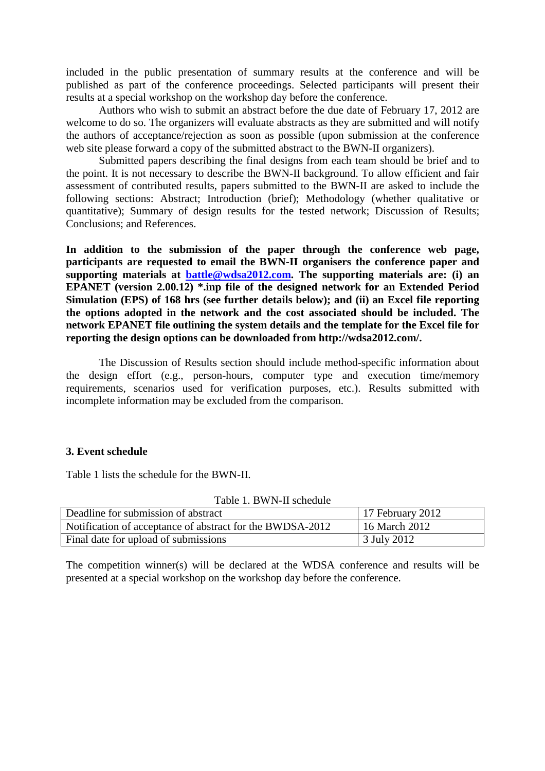included in the public presentation of summary results at the conference and will be published as part of the conference proceedings. Selected participants will present their results at a special workshop on the workshop day before the conference.

Authors who wish to submit an abstract before the due date of February 17, 2012 are welcome to do so. The organizers will evaluate abstracts as they are submitted and will notify the authors of acceptance/rejection as soon as possible (upon submission at the conference web site please forward a copy of the submitted abstract to the BWN-II organizers).

Submitted papers describing the final designs from each team should be brief and to the point. It is not necessary to describe the BWN-II background. To allow efficient and fair assessment of contributed results, papers submitted to the BWN-II are asked to include the following sections: Abstract; Introduction (brief); Methodology (whether qualitative or quantitative); Summary of design results for the tested network; Discussion of Results; Conclusions; and References.

**In addition to the submission of the paper through the conference web page, participants are requested to email the BWN-II organisers the conference paper and supporting materials at battle@wdsa2012.com. The supporting materials are: (i) an EPANET (version 2.00.12) *.inp file of the designed network for an Extended Period Simulation (EPS) of 168 hrs (see further details below); and (ii) an Excel file reporting the options adopted in the network and the cost associated should be included. The network EPANET file outlining the system details and the template for the Excel file for reporting the design options can be downloaded from http://wdsa2012.com/.**

The Discussion of Results section should include method-specific information about the design effort (e.g., person-hours, computer type and execution time/memory requirements, scenarios used for verification purposes, etc.). Results submitted with incomplete information may be excluded from the comparison.

### 3. Event schedule

Table 1 lists the schedule for the BWN-II.

Table 1. BWN-II schedule

| | |
|---|---|
| Deadline for submission of abstract | 17 February 2012 |
| Notification of acceptance of abstract for the BWDSA-2012 | 16 March 2012 |
| Final date for upload of submissions | 3 July 2012 |

The competition winner(s) will be declared at the WDSA conference and results will be presented at a special workshop on the workshop day before the conference.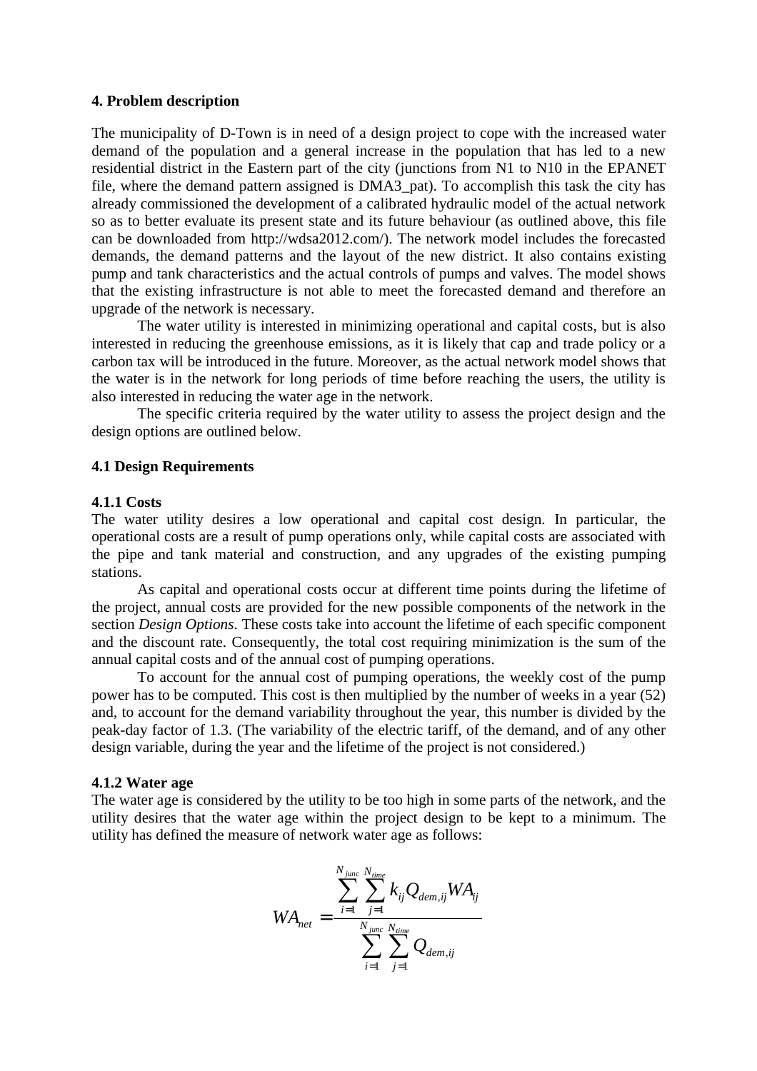### 4. Problem description

The municipality of D-Town is in need of a design project to cope with the increased water demand of the population and a general increase in the population that has led to a new residential district in the Eastern part of the city (junctions from N1 to N10 in the EPANET file, where the demand pattern assigned is DMA3_pat). To accomplish this task the city has already commissioned the development of a calibrated hydraulic model of the actual network so as to better evaluate its present state and its future behaviour (as outlined above, this file can be downloaded from http://wdsa2012.com/). The network model includes the forecasted demands, the demand patterns and the layout of the new district. It also contains existing pump and tank characteristics and the actual controls of pumps and valves. The model shows that the existing infrastructure is not able to meet the forecasted demand and therefore an upgrade of the network is necessary.

The water utility is interested in minimizing operational and capital costs, but is also interested in reducing the greenhouse emissions, as it is likely that cap and trade policy or a carbon tax will be introduced in the future. Moreover, as the actual network model shows that the water is in the network for long periods of time before reaching the users, the utility is also interested in reducing the water age in the network.

The specific criteria required by the water utility to assess the project design and the design options are outlined below.

#### 4.1 Design Requirements

**4.1.1 Costs**

The water utility desires a low operational and capital cost design. In particular, the operational costs are a result of pump operations only, while capital costs are associated with the pipe and tank material and construction, and any upgrades of the existing pumping stations.

As capital and operational costs occur at different time points during the lifetime of the project, annual costs are provided for the new possible components of the network in the section *Design Options*. These costs take into account the lifetime of each specific component and the discount rate. Consequently, the total cost requiring minimization is the sum of the annual capital costs and of the annual cost of pumping operations.

To account for the annual cost of pumping operations, the weekly cost of the pump power has to be computed. This cost is then multiplied by the number of weeks in a year (52) and, to account for the demand variability throughout the year, this number is divided by the peak-day factor of 1.3. (The variability of the electric tariff, of the demand, and of any other design variable, during the year and the lifetime of the project is not considered.)

**4.1.2 Water age**

The water age is considered by the utility to be too high in some parts of the network, and the utility desires that the water age within the project design to be kept to a minimum. The utility has defined the measure of network water age as follows:

$$WA_{net} = \frac{\sum_{i=1}^{N_{junc}} \sum_{j=1}^{N_{time}} k_{ij} Q_{dem,ij} WA_{ij}}{\sum_{i=1}^{N_{junc}} \sum_{j=1}^{N_{time}} Q_{dem,ij}}$$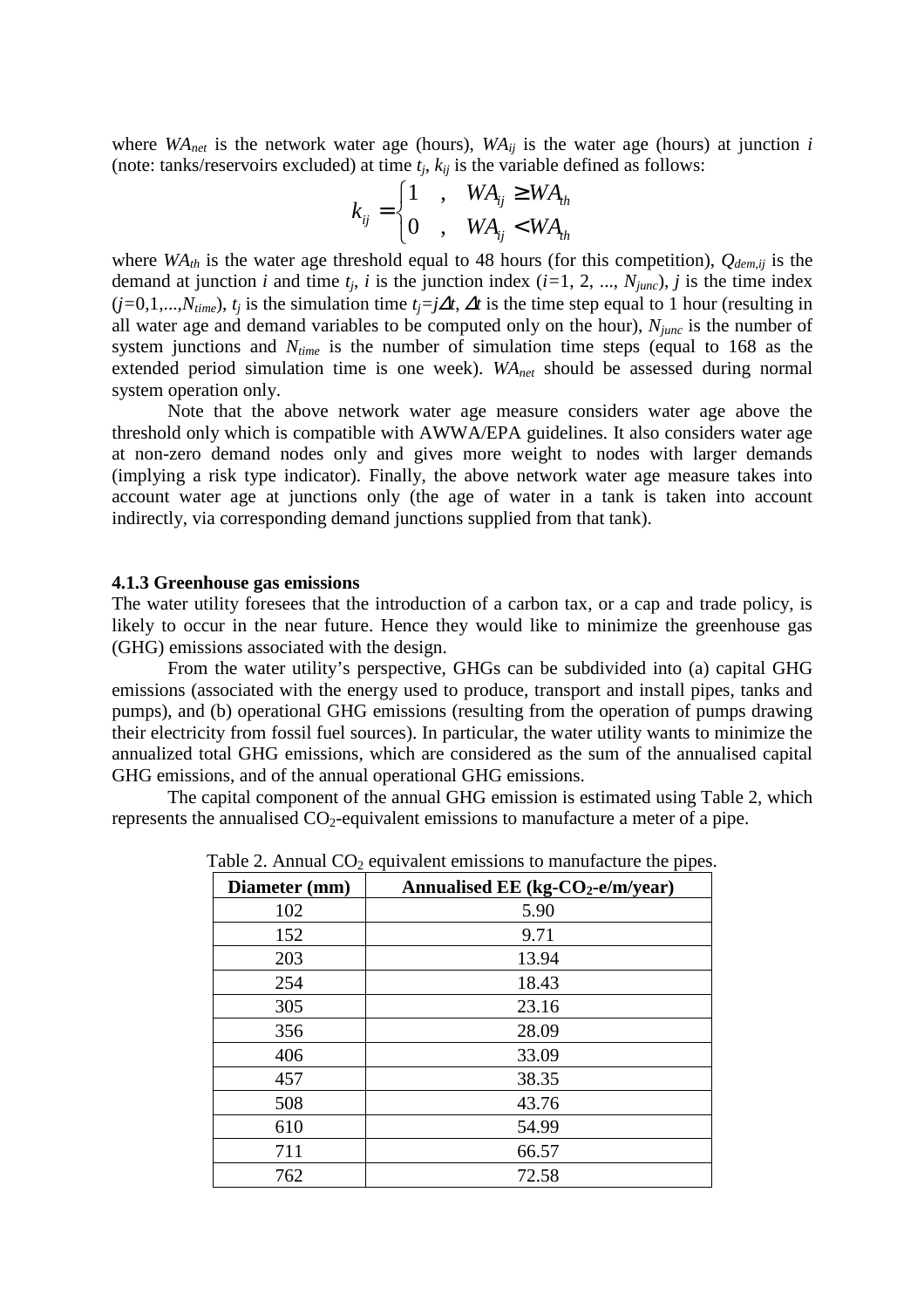where $WA_{net}$ is the network water age (hours), $WA_{ij}$ is the water age (hours) at junction $i$ (note: tanks/reservoirs excluded) at time $t_j$, $k_{ij}$ is the variable defined as follows:

$$k_{ij} = \begin{cases} 1 & , \quad WA_{ij} \geq WA_{th} \\ 0 & , \quad WA_{ij} < WA_{th} \end{cases}$$

where $WA_{th}$ is the water age threshold equal to 48 hours (for this competition), $Q_{dem,ij}$ is the demand at junction $i$ and time $t_j$, $i$ is the junction index ($i$=1, 2, ..., $N_{junc}$), $j$ is the time index ($j$=0,1,...,$N_{time}$), $t_j$ is the simulation time $t_j = j\Delta t$, $\Delta t$ is the time step equal to 1 hour (resulting in all water age and demand variables to be computed only on the hour), $N_{junc}$ is the number of system junctions and $N_{time}$ is the number of simulation time steps (equal to 168 as the extended period simulation time is one week). $WA_{net}$ should be assessed during normal system operation only.

Note that the above network water age measure considers water age above the threshold only which is compatible with AWWA/EPA guidelines. It also considers water age at non-zero demand nodes only and gives more weight to nodes with larger demands (implying a risk type indicator). Finally, the above network water age measure takes into account water age at junctions only (the age of water in a tank is taken into account indirectly, via corresponding demand junctions supplied from that tank).

### 4.1.3 Greenhouse gas emissions

The water utility foresees that the introduction of a carbon tax, or a cap and trade policy, is likely to occur in the near future. Hence they would like to minimize the greenhouse gas (GHG) emissions associated with the design.

From the water utility's perspective, GHGs can be subdivided into (a) capital GHG emissions (associated with the energy used to produce, transport and install pipes, tanks and pumps), and (b) operational GHG emissions (resulting from the operation of pumps drawing their electricity from fossil fuel sources). In particular, the water utility wants to minimize the annualized total GHG emissions, which are considered as the sum of the annualised capital GHG emissions, and of the annual operational GHG emissions.

The capital component of the annual GHG emission is estimated using Table 2, which represents the annualised $CO_2$-equivalent emissions to manufacture a meter of a pipe.

Table 2. Annual $CO_2$ equivalent emissions to manufacture the pipes.

| **Diameter (mm)** | **Annualised EE (kg-$CO_2$-e/m/year)** |
|---|---|
| 102 | 5.90 |
| 152 | 9.71 |
| 203 | 13.94 |
| 254 | 18.43 |
| 305 | 23.16 |
| 356 | 28.09 |
| 406 | 33.09 |
| 457 | 38.35 |
| 508 | 43.76 |
| 610 | 54.99 |
| 711 | 66.57 |
| 762 | 72.58 |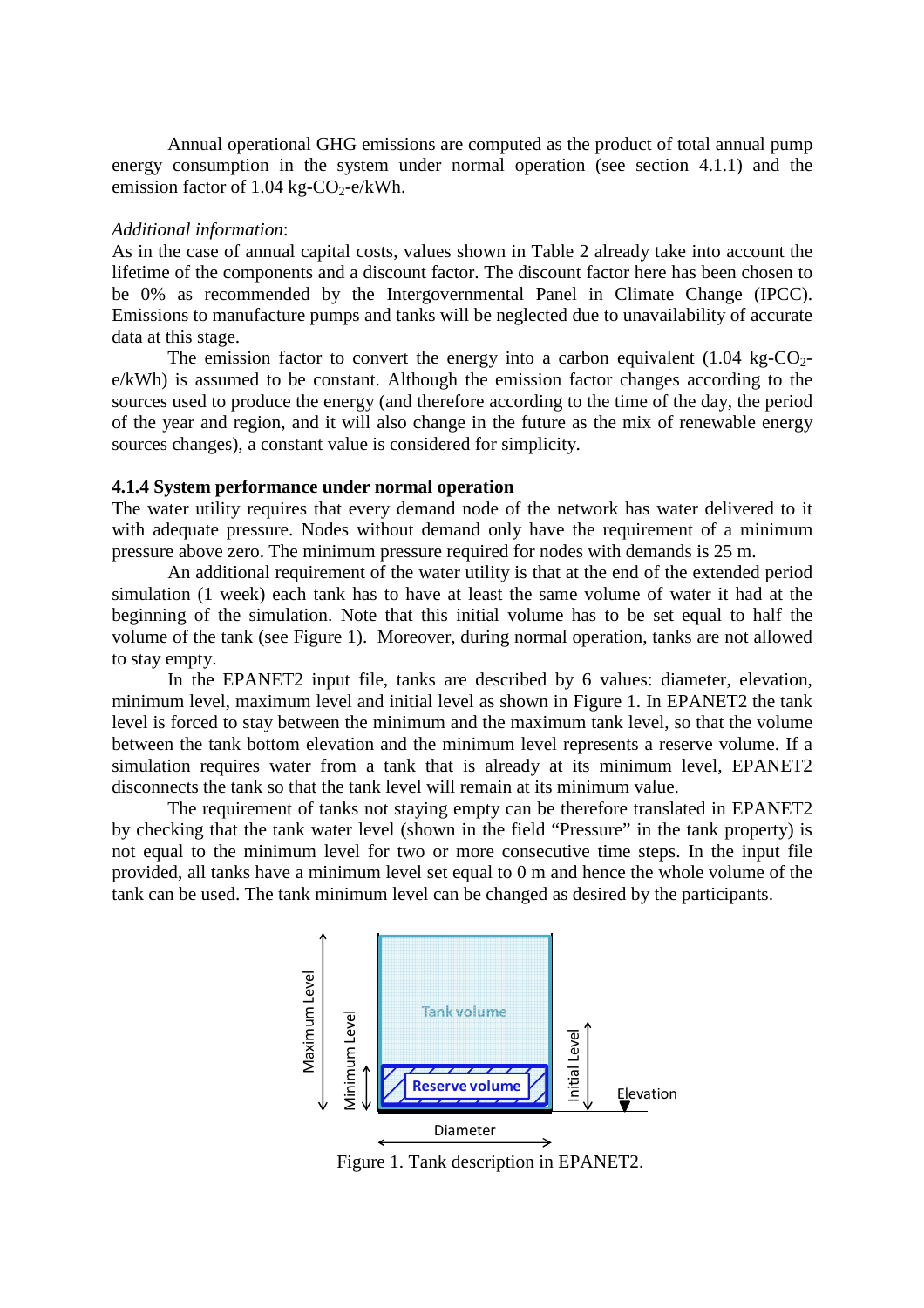Annual operational GHG emissions are computed as the product of total annual pump energy consumption in the system under normal operation (see section 4.1.1) and the emission factor of 1.04 kg-$CO_2$-e/kWh.

*Additional information*:
As in the case of annual capital costs, values shown in Table 2 already take into account the lifetime of the components and a discount factor. The discount factor here has been chosen to be 0% as recommended by the Intergovernmental Panel in Climate Change (IPCC). Emissions to manufacture pumps and tanks will be neglected due to unavailability of accurate data at this stage.

The emission factor to convert the energy into a carbon equivalent (1.04 kg-$CO_2$-e/kWh) is assumed to be constant. Although the emission factor changes according to the sources used to produce the energy (and therefore according to the time of the day, the period of the year and region, and it will also change in the future as the mix of renewable energy sources changes), a constant value is considered for simplicity.

#### 4.1.4 System performance under normal operation

The water utility requires that every demand node of the network has water delivered to it with adequate pressure. Nodes without demand only have the requirement of a minimum pressure above zero. The minimum pressure required for nodes with demands is 25 m.

An additional requirement of the water utility is that at the end of the extended period simulation (1 week) each tank has to have at least the same volume of water it had at the beginning of the simulation. Note that this initial volume has to be set equal to half the volume of the tank (see Figure 1). Moreover, during normal operation, tanks are not allowed to stay empty.

In the EPANET2 input file, tanks are described by 6 values: diameter, elevation, minimum level, maximum level and initial level as shown in Figure 1. In EPANET2 the tank level is forced to stay between the minimum and the maximum tank level, so that the volume between the tank bottom elevation and the minimum level represents a reserve volume. If a simulation requires water from a tank that is already at its minimum level, EPANET2 disconnects the tank so that the tank level will remain at its minimum value.

The requirement of tanks not staying empty can be therefore translated in EPANET2 by checking that the tank water level (shown in the field "Pressure" in the tank property) is not equal to the minimum level for two or more consecutive time steps. In the input file provided, all tanks have a minimum level set equal to 0 m and hence the whole volume of the tank can be used. The tank minimum level can be changed as desired by the participants.

Figure 1. Tank description in EPANET2.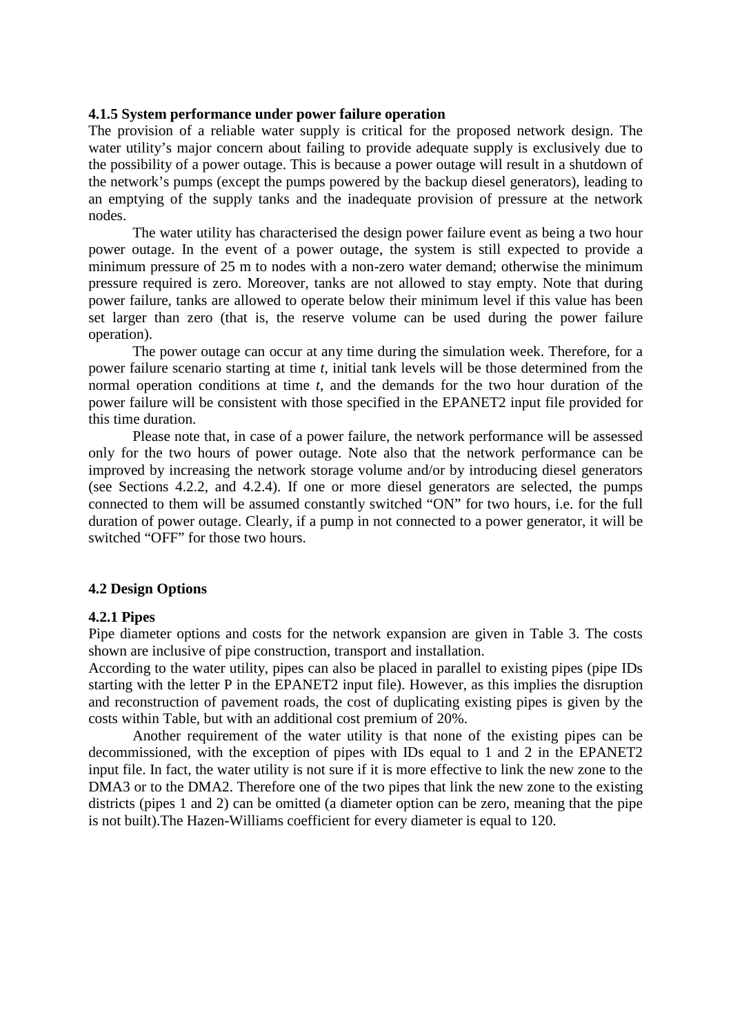**4.1.5 System performance under power failure operation**

The provision of a reliable water supply is critical for the proposed network design. The water utility's major concern about failing to provide adequate supply is exclusively due to the possibility of a power outage. This is because a power outage will result in a shutdown of the network's pumps (except the pumps powered by the backup diesel generators), leading to an emptying of the supply tanks and the inadequate provision of pressure at the network nodes.

The water utility has characterised the design power failure event as being a two hour power outage. In the event of a power outage, the system is still expected to provide a minimum pressure of 25 m to nodes with a non-zero water demand; otherwise the minimum pressure required is zero. Moreover, tanks are not allowed to stay empty. Note that during power failure, tanks are allowed to operate below their minimum level if this value has been set larger than zero (that is, the reserve volume can be used during the power failure operation).

The power outage can occur at any time during the simulation week. Therefore, for a power failure scenario starting at time *t*, initial tank levels will be those determined from the normal operation conditions at time *t*, and the demands for the two hour duration of the power failure will be consistent with those specified in the EPANET2 input file provided for this time duration.

Please note that, in case of a power failure, the network performance will be assessed only for the two hours of power outage. Note also that the network performance can be improved by increasing the network storage volume and/or by introducing diesel generators (see Sections 4.2.2, and 4.2.4). If one or more diesel generators are selected, the pumps connected to them will be assumed constantly switched "ON" for two hours, i.e. for the full duration of power outage. Clearly, if a pump in not connected to a power generator, it will be switched "OFF" for those two hours.

**4.2 Design Options**

**4.2.1 Pipes**

Pipe diameter options and costs for the network expansion are given in Table 3. The costs shown are inclusive of pipe construction, transport and installation.

According to the water utility, pipes can also be placed in parallel to existing pipes (pipe IDs starting with the letter P in the EPANET2 input file). However, as this implies the disruption and reconstruction of pavement roads, the cost of duplicating existing pipes is given by the costs within Table, but with an additional cost premium of 20%.

Another requirement of the water utility is that none of the existing pipes can be decommissioned, with the exception of pipes with IDs equal to 1 and 2 in the EPANET2 input file. In fact, the water utility is not sure if it is more effective to link the new zone to the DMA3 or to the DMA2. Therefore one of the two pipes that link the new zone to the existing districts (pipes 1 and 2) can be omitted (a diameter option can be zero, meaning that the pipe is not built).The Hazen-Williams coefficient for every diameter is equal to 120.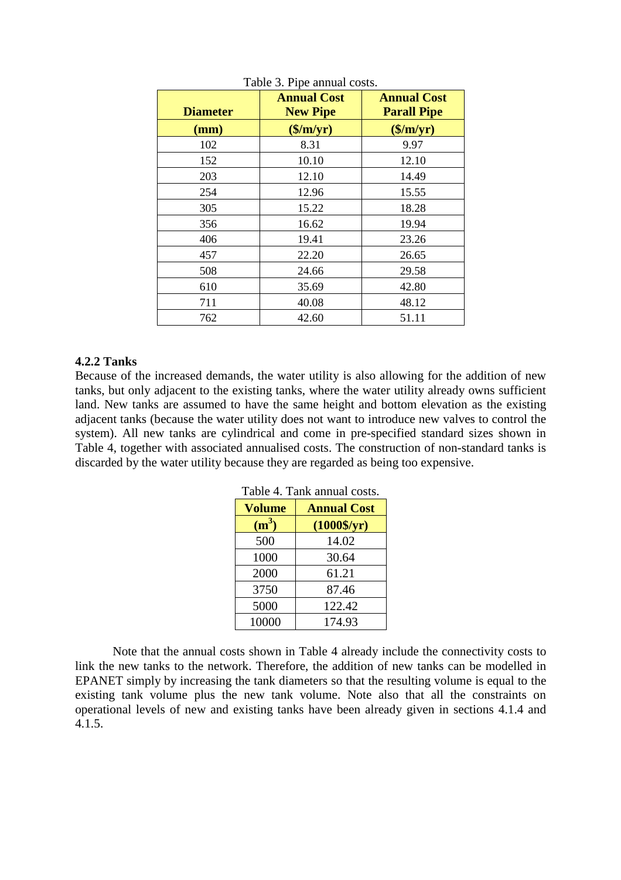Table 3. Pipe annual costs.

| Diameter | Annual Cost New Pipe | Annual Cost Parall Pipe |
|---|---|---|
| **(mm)** | **($/m/yr)** | **($/m/yr)** |
| 102 | 8.31 | 9.97 |
| 152 | 10.10 | 12.10 |
| 203 | 12.10 | 14.49 |
| 254 | 12.96 | 15.55 |
| 305 | 15.22 | 18.28 |
| 356 | 16.62 | 19.94 |
| 406 | 19.41 | 23.26 |
| 457 | 22.20 | 26.65 |
| 508 | 24.66 | 29.58 |
| 610 | 35.69 | 42.80 |
| 711 | 40.08 | 48.12 |
| 762 | 42.60 | 51.11 |

### 4.2.2 Tanks

Because of the increased demands, the water utility is also allowing for the addition of new tanks, but only adjacent to the existing tanks, where the water utility already owns sufficient land. New tanks are assumed to have the same height and bottom elevation as the existing adjacent tanks (because the water utility does not want to introduce new valves to control the system). All new tanks are cylindrical and come in pre-specified standard sizes shown in Table 4, together with associated annualised costs. The construction of non-standard tanks is discarded by the water utility because they are regarded as being too expensive.

Table 4. Tank annual costs.

| Volume | Annual Cost |
|---|---|
| **($m^3$)** | **(1000$/yr)** |
| 500 | 14.02 |
| 1000 | 30.64 |
| 2000 | 61.21 |
| 3750 | 87.46 |
| 5000 | 122.42 |
| 10000 | 174.93 |

Note that the annual costs shown in Table 4 already include the connectivity costs to link the new tanks to the network. Therefore, the addition of new tanks can be modelled in EPANET simply by increasing the tank diameters so that the resulting volume is equal to the existing tank volume plus the new tank volume. Note also that all the constraints on operational levels of new and existing tanks have been already given in sections 4.1.4 and 4.1.5.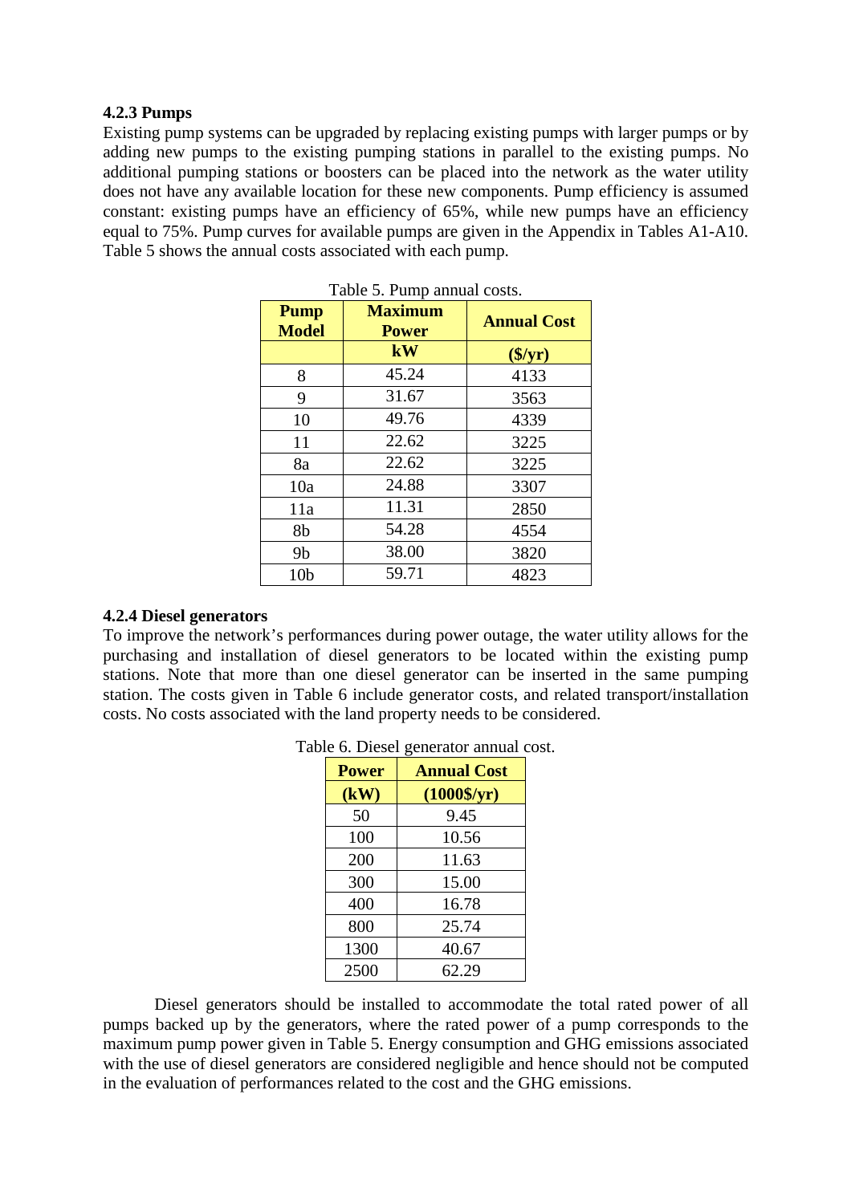### 4.2.3 Pumps

Existing pump systems can be upgraded by replacing existing pumps with larger pumps or by adding new pumps to the existing pumping stations in parallel to the existing pumps. No additional pumping stations or boosters can be placed into the network as the water utility does not have any available location for these new components. Pump efficiency is assumed constant: existing pumps have an efficiency of 65%, while new pumps have an efficiency equal to 75%. Pump curves for available pumps are given in the Appendix in Tables A1-A10. Table 5 shows the annual costs associated with each pump.

Table 5. Pump annual costs.

| Pump Model | Maximum Power | Annual Cost |
|---|---|---|
| | kW | ($/yr) |
| 8 | 45.24 | 4133 |
| 9 | 31.67 | 3563 |
| 10 | 49.76 | 4339 |
| 11 | 22.62 | 3225 |
| 8a | 22.62 | 3225 |
| 10a | 24.88 | 3307 |
| 11a | 11.31 | 2850 |
| 8b | 54.28 | 4554 |
| 9b | 38.00 | 3820 |
| 10b | 59.71 | 4823 |

### 4.2.4 Diesel generators

To improve the network's performances during power outage, the water utility allows for the purchasing and installation of diesel generators to be located within the existing pumping stations. Note that more than one diesel generator can be inserted in the same pumping station. The costs given in Table 6 include generator costs, and related transport/installation costs. No costs associated with the land property needs to be considered.

Table 6. Diesel generator annual cost.

| Power | Annual Cost |
|---|---|
| (kW) | (1000$/yr) |
| 50 | 9.45 |
| 100 | 10.56 |
| 200 | 11.63 |
| 300 | 15.00 |
| 400 | 16.78 |
| 800 | 25.74 |
| 1300 | 40.67 |
| 2500 | 62.29 |

Diesel generators should be installed to accommodate the total rated power of all pumps backed up by the generators, where the rated power of a pump corresponds to the maximum pump power given in Table 5. Energy consumption and GHG emissions associated with the use of diesel generators are considered negligible and hence should not be computed in the evaluation of performances related to the cost and the GHG emissions.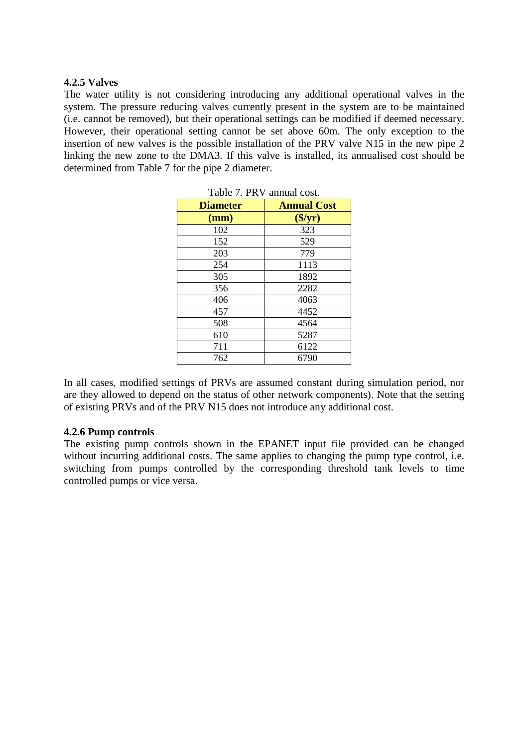### 4.2.5 Valves

The water utility is not considering introducing any additional operational valves in the system. The pressure reducing valves currently present in the system are to be maintained (i.e. cannot be removed), but their operational settings can be modified if deemed necessary. However, their operational setting cannot be set above 60m. The only exception to the insertion of new valves is the possible installation of the PRV valve N15 in the new pipe 2 linking the new zone to the DMA3. If this valve is installed, its annualised cost should be determined from Table 7 for the pipe 2 diameter.

Table 7. PRV annual cost.

| Diameter (mm) | Annual Cost ($/yr) |
|---|---|
| 102 | 323 |
| 152 | 529 |
| 203 | 779 |
| 254 | 1113 |
| 305 | 1892 |
| 356 | 2282 |
| 406 | 4063 |
| 457 | 4452 |
| 508 | 4564 |
| 610 | 5287 |
| 711 | 6122 |
| 762 | 6790 |

In all cases, modified settings of PRVs are assumed constant during simulation period, nor are they allowed to depend on the status of other network components). Note that the setting of existing PRVs and of the PRV N15 does not introduce any additional cost.

### 4.2.6 Pump controls

The existing pump controls shown in the EPANET input file provided can be changed without incurring additional costs. The same applies to changing the pump type control, i.e. switching from pumps controlled by the corresponding threshold tank levels to time controlled pumps or vice versa.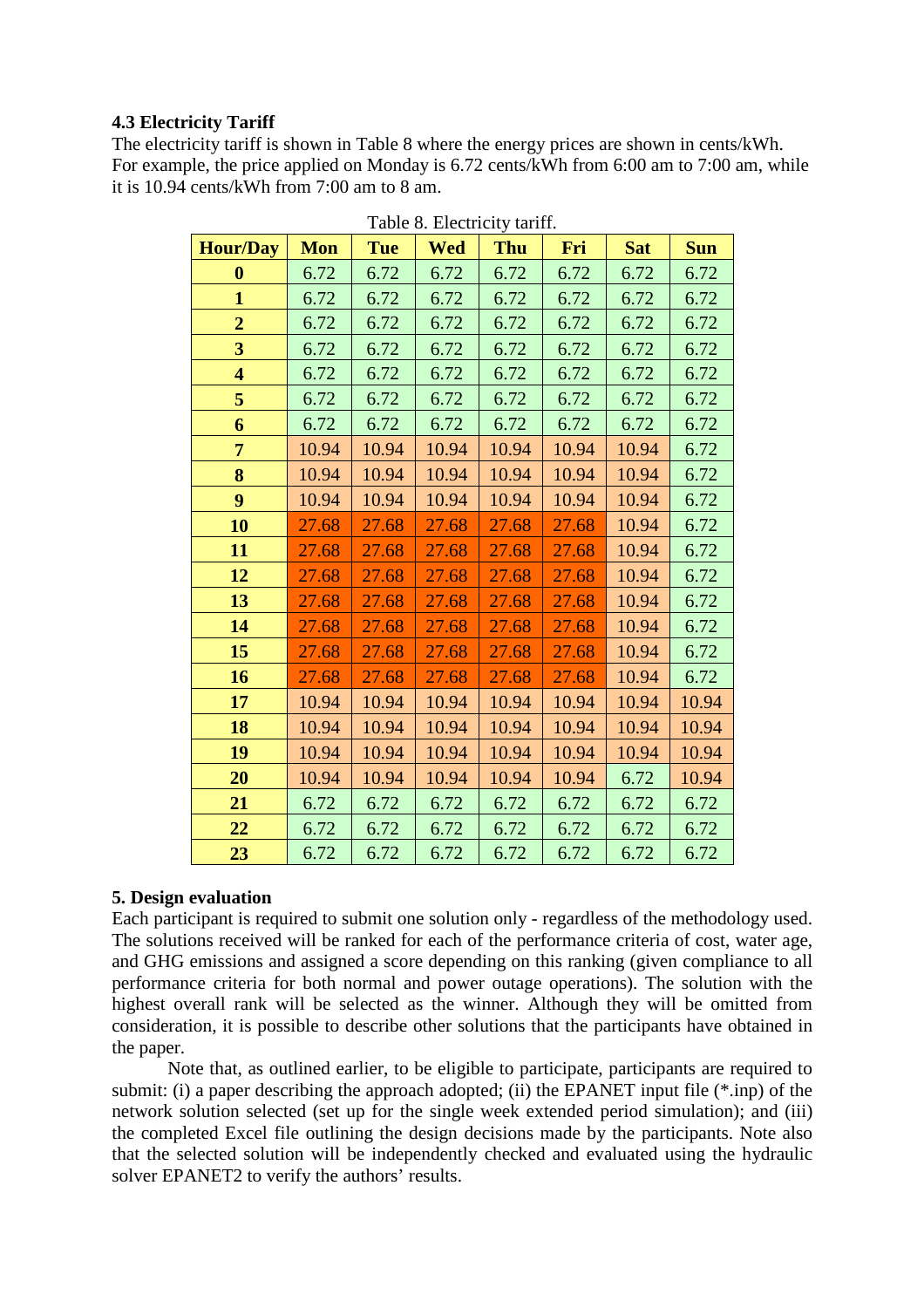### 4.3 Electricity Tariff

The electricity tariff is shown in Table 8 where the energy prices are shown in cents/kWh. For example, the price applied on Monday is 6.72 cents/kWh from 6:00 am to 7:00 am, while it is 10.94 cents/kWh from 7:00 am to 8 am.

Table 8. Electricity tariff.

| Hour/Day | Mon | Tue | Wed | Thu | Fri | Sat | Sun |
|---|---|---|---|---|---|---|---|
| 0 | 6.72 | 6.72 | 6.72 | 6.72 | 6.72 | 6.72 | 6.72 |
| 1 | 6.72 | 6.72 | 6.72 | 6.72 | 6.72 | 6.72 | 6.72 |
| 2 | 6.72 | 6.72 | 6.72 | 6.72 | 6.72 | 6.72 | 6.72 |
| 3 | 6.72 | 6.72 | 6.72 | 6.72 | 6.72 | 6.72 | 6.72 |
| 4 | 6.72 | 6.72 | 6.72 | 6.72 | 6.72 | 6.72 | 6.72 |
| 5 | 6.72 | 6.72 | 6.72 | 6.72 | 6.72 | 6.72 | 6.72 |
| 6 | 6.72 | 6.72 | 6.72 | 6.72 | 6.72 | 6.72 | 6.72 |
| 7 | 10.94 | 10.94 | 10.94 | 10.94 | 10.94 | 10.94 | 6.72 |
| 8 | 10.94 | 10.94 | 10.94 | 10.94 | 10.94 | 10.94 | 6.72 |
| 9 | 10.94 | 10.94 | 10.94 | 10.94 | 10.94 | 10.94 | 6.72 |
| 10 | 27.68 | 27.68 | 27.68 | 27.68 | 27.68 | 10.94 | 6.72 |
| 11 | 27.68 | 27.68 | 27.68 | 27.68 | 27.68 | 10.94 | 6.72 |
| 12 | 27.68 | 27.68 | 27.68 | 27.68 | 27.68 | 10.94 | 6.72 |
| 13 | 27.68 | 27.68 | 27.68 | 27.68 | 27.68 | 10.94 | 6.72 |
| 14 | 27.68 | 27.68 | 27.68 | 27.68 | 27.68 | 10.94 | 6.72 |
| 15 | 27.68 | 27.68 | 27.68 | 27.68 | 27.68 | 10.94 | 6.72 |
| 16 | 27.68 | 27.68 | 27.68 | 27.68 | 27.68 | 10.94 | 6.72 |
| 17 | 10.94 | 10.94 | 10.94 | 10.94 | 10.94 | 10.94 | 10.94 |
| 18 | 10.94 | 10.94 | 10.94 | 10.94 | 10.94 | 10.94 | 10.94 |
| 19 | 10.94 | 10.94 | 10.94 | 10.94 | 10.94 | 10.94 | 10.94 |
| 20 | 10.94 | 10.94 | 10.94 | 10.94 | 10.94 | 6.72 | 10.94 |
| 21 | 6.72 | 6.72 | 6.72 | 6.72 | 6.72 | 6.72 | 6.72 |
| 22 | 6.72 | 6.72 | 6.72 | 6.72 | 6.72 | 6.72 | 6.72 |
| 23 | 6.72 | 6.72 | 6.72 | 6.72 | 6.72 | 6.72 | 6.72 |

## 5. Design evaluation

Each participant is required to submit one solution only - regardless of the methodology used. The solutions received will be ranked for each of the performance criteria of cost, water age, and GHG emissions and assigned a score depending on this ranking (given compliance to all performance criteria for both normal and power outage operations). The solution with the highest overall rank will be selected as the winner. Although they will be omitted from consideration, it is possible to describe other solutions that the participants have obtained in the paper.

Note that, as outlined earlier, to be eligible to participate, participants are required to submit: (i) a paper describing the approach adopted; (ii) the EPANET input file (*.inp) of the network solution selected (set up for the single week extended period simulation); and (iii) the completed Excel file outlining the design decisions made by the participants. Note also that the selected solution will be independently checked and evaluated using the hydraulic solver EPANET2 to verify the authors' results.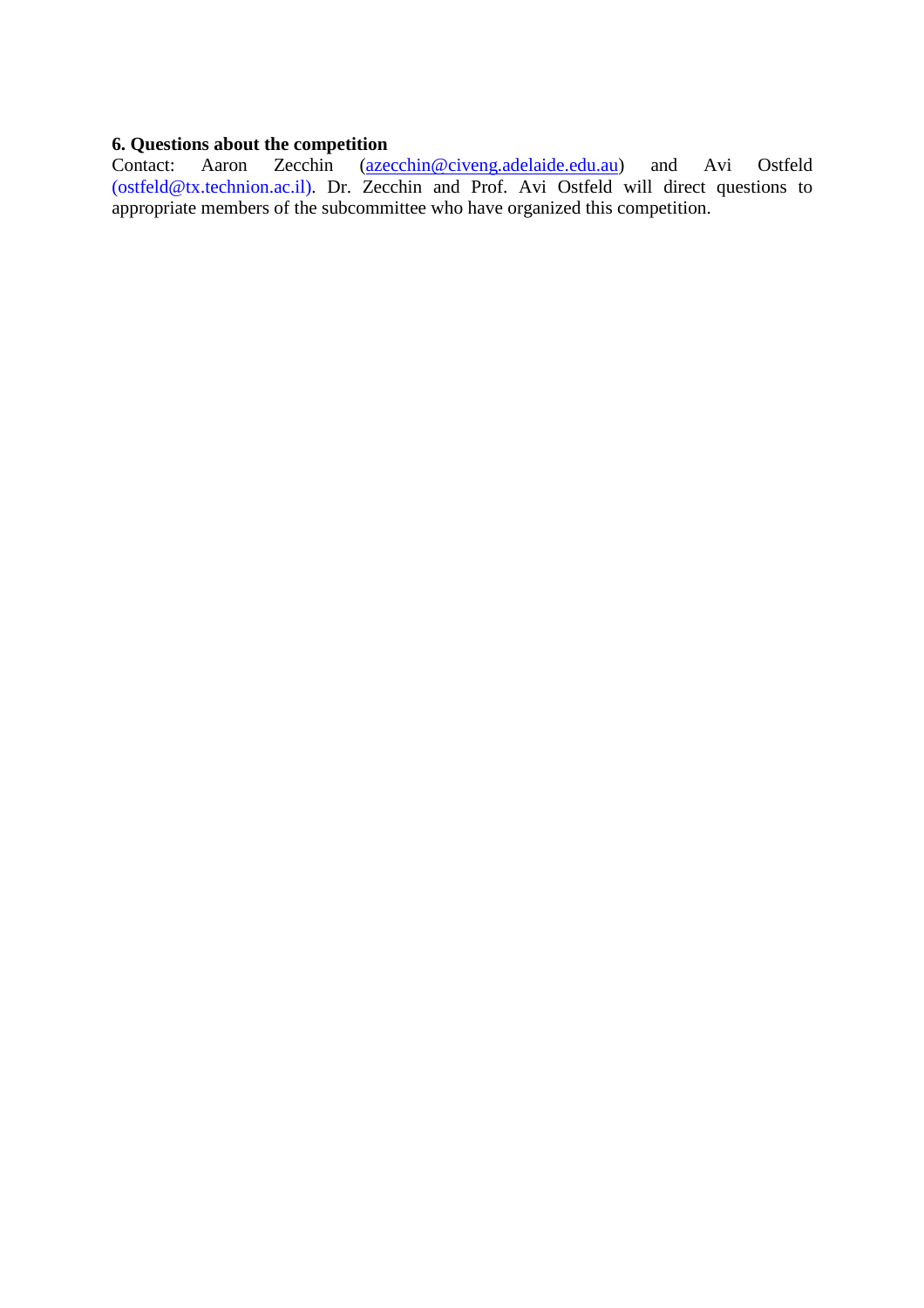### 6. Questions about the competition

Contact: Aaron Zecchin (azecchin@civeng.adelaide.edu.au) and Avi Ostfeld (ostfeld@tx.technion.ac.il). Dr. Zecchin and Prof. Avi Ostfeld will direct questions to appropriate members of the subcommittee who have organized this competition.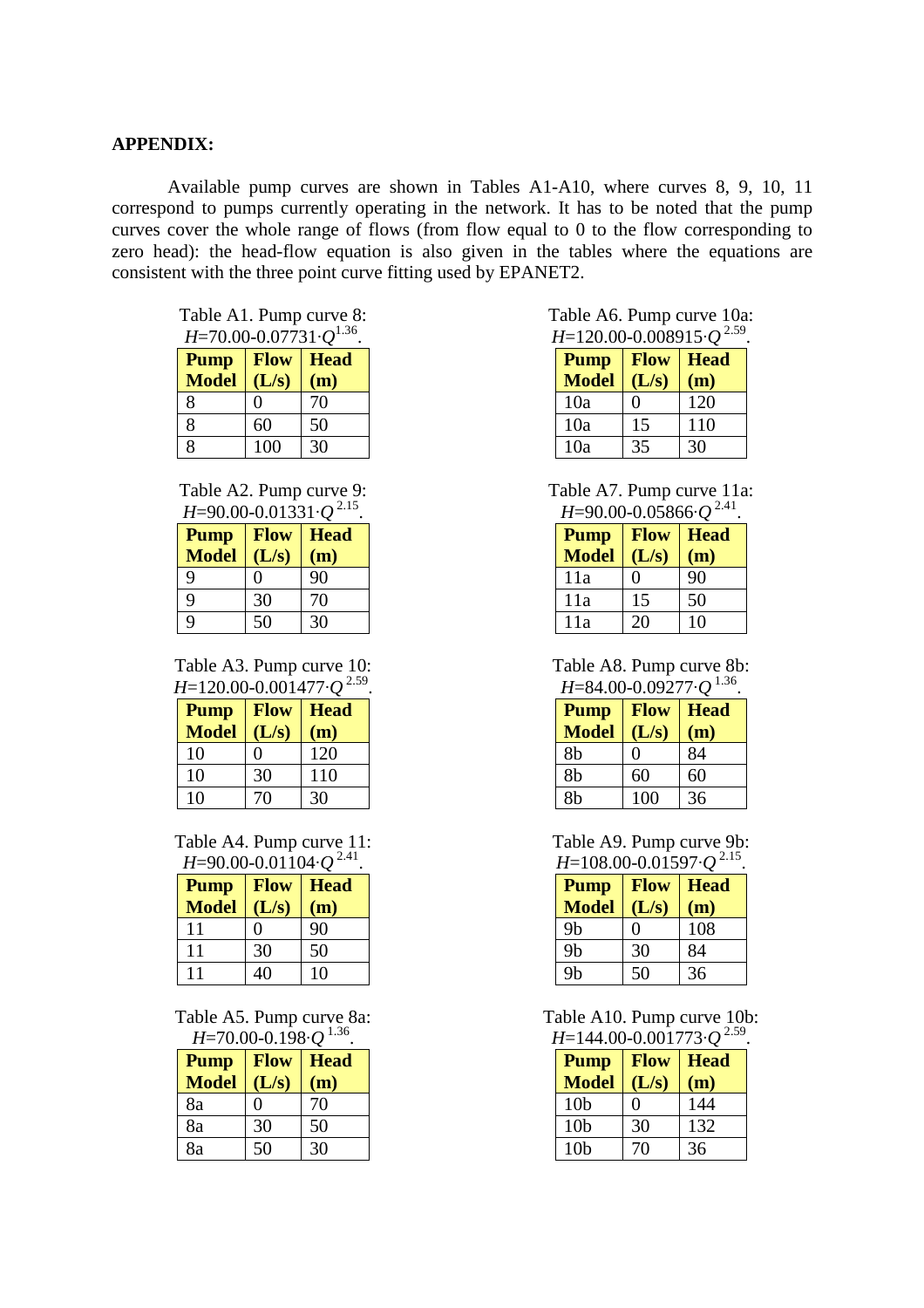**APPENDIX:**

Available pump curves are shown in Tables A1-A10, where curves 8, 9, 10, 11 correspond to pumps currently operating in the network. It has to be noted that the pump curves cover the whole range of flows (from flow equal to 0 to the flow corresponding to zero head): the head-flow equation is also given in the tables where the equations are consistent with the three point curve fitting used by EPANET2.

Table A1. Pump curve 8: $H$=70.00-0.07731$\cdot Q^{1.36}$.

| Pump Model | Flow (L/s) | Head (m) |
|---|---|---|
| 8 | 0 | 70 |
| 8 | 60 | 50 |
| 8 | 100 | 30 |

Table A2. Pump curve 9: $H$=90.00-0.01331$\cdot Q^{2.15}$.

| Pump Model | Flow (L/s) | Head (m) |
|---|---|---|
| 9 | 0 | 90 |
| 9 | 30 | 70 |
| 9 | 50 | 30 |

Table A3. Pump curve 10: $H$=120.00-0.001477$\cdot Q^{2.59}$.

| Pump Model | Flow (L/s) | Head (m) |
|---|---|---|
| 10 | 0 | 120 |
| 10 | 30 | 110 |
| 10 | 70 | 30 |

Table A4. Pump curve 11: $H$=90.00-0.01104$\cdot Q^{2.41}$.

| Pump Model | Flow (L/s) | Head (m) |
|---|---|---|
| 11 | 0 | 90 |
| 11 | 30 | 50 |
| 11 | 40 | 10 |

Table A5. Pump curve 8a: $H$=70.00-0.198$\cdot Q^{1.36}$.

| Pump Model | Flow (L/s) | Head (m) |
|---|---|---|
| 8a | 0 | 70 |
| 8a | 30 | 50 |
| 8a | 50 | 30 |

Table A6. Pump curve 10a: $H$=120.00-0.008915$\cdot Q^{2.59}$.

| Pump Model | Flow (L/s) | Head (m) |
|---|---|---|
| 10a | 0 | 120 |
| 10a | 15 | 110 |
| 10a | 35 | 30 |

Table A7. Pump curve 11a: $H$=90.00-0.05866$\cdot Q^{2.41}$.

| Pump Model | Flow (L/s) | Head (m) |
|---|---|---|
| 11a | 0 | 90 |
| 11a | 15 | 50 |
| 11a | 20 | 10 |

Table A8. Pump curve 8b: $H$=84.00-0.09277$\cdot Q^{1.36}$.

| Pump Model | Flow (L/s) | Head (m) |
|---|---|---|
| 8b | 0 | 84 |
| 8b | 60 | 60 |
| 8b | 100 | 36 |

Table A9. Pump curve 9b: $H$=108.00-0.01597$\cdot Q^{2.15}$.

| Pump Model | Flow (L/s) | Head (m) |
|---|---|---|
| 9b | 0 | 108 |
| 9b | 30 | 84 |
| 9b | 50 | 36 |

Table A10. Pump curve 10b: $H$=144.00-0.001773$\cdot Q^{2.59}$.

| Pump Model | Flow (L/s) | Head (m) |
|---|---|---|
| 10b | 0 | 144 |
| 10b | 30 | 132 |
| 10b | 70 | 36 |